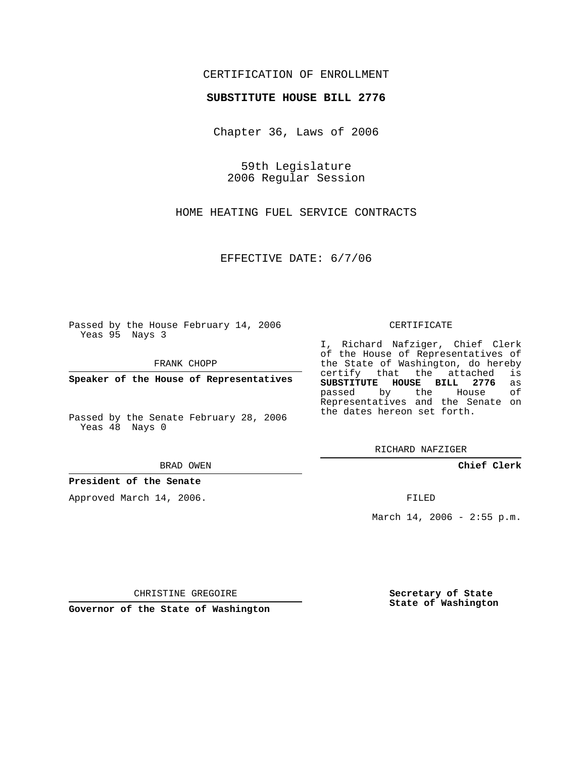CERTIFICATION OF ENROLLMENT

**SUBSTITUTE HOUSE BILL 2776**

Chapter 36, Laws of 2006

59th Legislature
2006 Regular Session

HOME HEATING FUEL SERVICE CONTRACTS

EFFECTIVE DATE: 6/7/06

Passed by the House February 14, 2006
Yeas 95 Nays 3

FRANK CHOPP

**Speaker of the House of Representatives**

Passed by the Senate February 28, 2006
Yeas 48 Nays 0

BRAD OWEN

**President of the Senate**

Approved March 14, 2006.

CHRISTINE GREGOIRE

**Governor of the State of Washington**

CERTIFICATE

I, Richard Nafziger, Chief Clerk of the House of Representatives of the State of Washington, do hereby certify that the attached is **SUBSTITUTE HOUSE BILL 2776** as passed by the House of Representatives and the Senate on the dates hereon set forth.

RICHARD NAFZIGER

**Chief Clerk**

FILED

March 14, 2006 - 2:55 p.m.

**Secretary of State**
**State of Washington**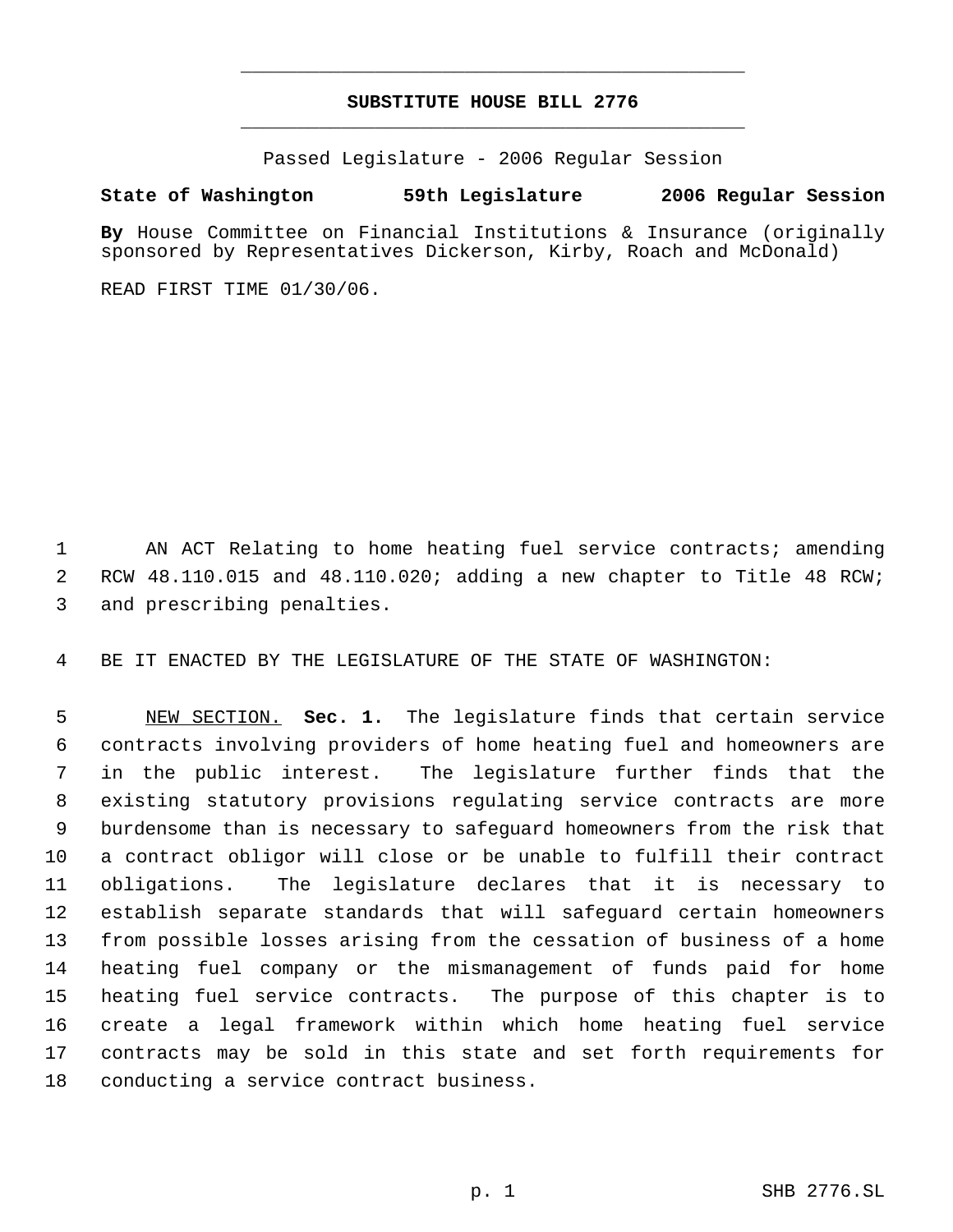# SUBSTITUTE HOUSE BILL 2776

Passed Legislature - 2006 Regular Session

**State of Washington 59th Legislature 2006 Regular Session**

**By** House Committee on Financial Institutions & Insurance (originally sponsored by Representatives Dickerson, Kirby, Roach and McDonald)

READ FIRST TIME 01/30/06.

AN ACT Relating to home heating fuel service contracts; amending RCW 48.110.015 and 48.110.020; adding a new chapter to Title 48 RCW; and prescribing penalties.

BE IT ENACTED BY THE LEGISLATURE OF THE STATE OF WASHINGTON:

NEW SECTION. **Sec. 1.** The legislature finds that certain service contracts involving providers of home heating fuel and homeowners are in the public interest. The legislature further finds that the existing statutory provisions regulating service contracts are more burdensome than is necessary to safeguard homeowners from the risk that a contract obligor will close or be unable to fulfill their contract obligations. The legislature declares that it is necessary to establish separate standards that will safeguard certain homeowners from possible losses arising from the cessation of business of a home heating fuel company or the mismanagement of funds paid for home heating fuel service contracts. The purpose of this chapter is to create a legal framework within which home heating fuel service contracts may be sold in this state and set forth requirements for conducting a service contract business.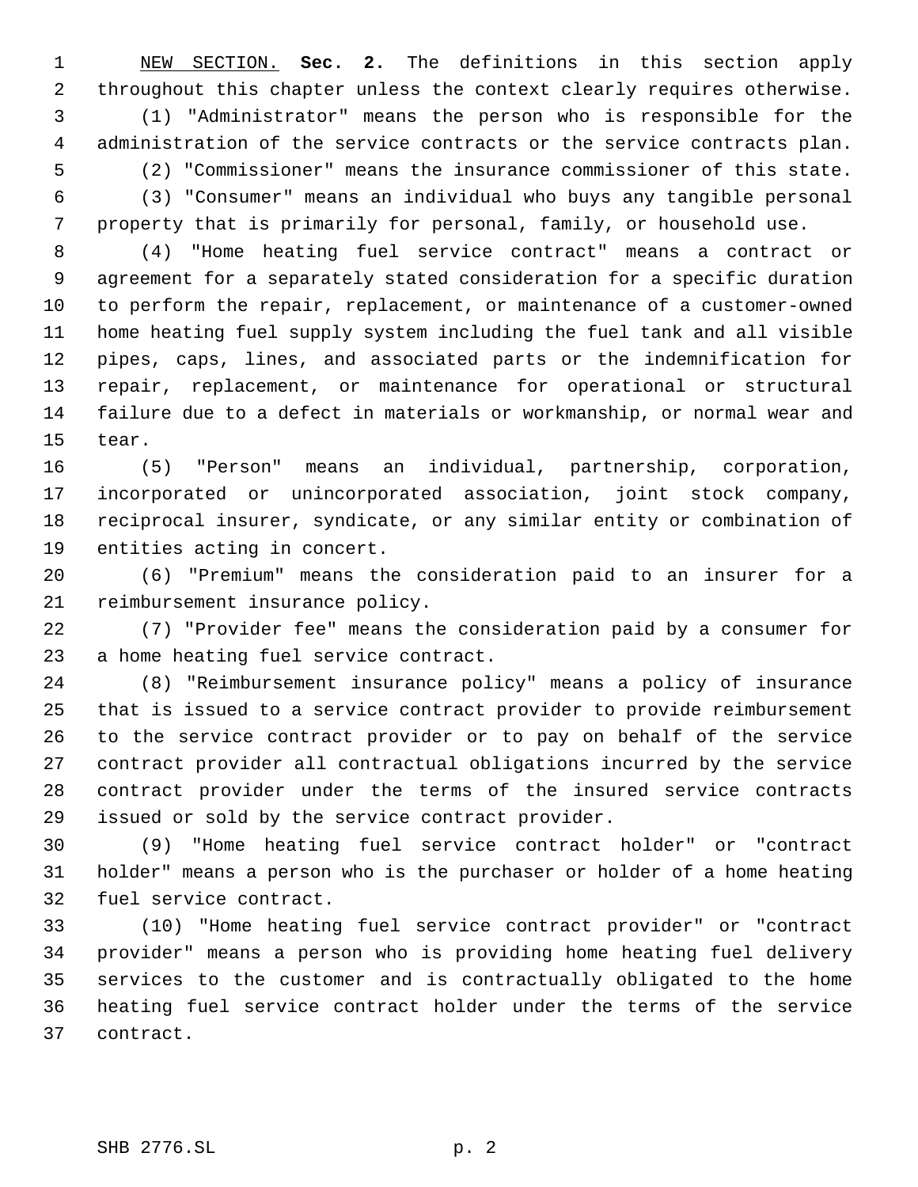NEW SECTION. **Sec. 2.** The definitions in this section apply throughout this chapter unless the context clearly requires otherwise.

(1) "Administrator" means the person who is responsible for the administration of the service contracts or the service contracts plan.

(2) "Commissioner" means the insurance commissioner of this state.

(3) "Consumer" means an individual who buys any tangible personal property that is primarily for personal, family, or household use.

(4) "Home heating fuel service contract" means a contract or agreement for a separately stated consideration for a specific duration to perform the repair, replacement, or maintenance of a customer-owned home heating fuel supply system including the fuel tank and all visible pipes, caps, lines, and associated parts or the indemnification for repair, replacement, or maintenance for operational or structural failure due to a defect in materials or workmanship, or normal wear and tear.

(5) "Person" means an individual, partnership, corporation, incorporated or unincorporated association, joint stock company, reciprocal insurer, syndicate, or any similar entity or combination of entities acting in concert.

(6) "Premium" means the consideration paid to an insurer for a reimbursement insurance policy.

(7) "Provider fee" means the consideration paid by a consumer for a home heating fuel service contract.

(8) "Reimbursement insurance policy" means a policy of insurance that is issued to a service contract provider to provide reimbursement to the service contract provider or to pay on behalf of the service contract provider all contractual obligations incurred by the service contract provider under the terms of the insured service contracts issued or sold by the service contract provider.

(9) "Home heating fuel service contract holder" or "contract holder" means a person who is the purchaser or holder of a home heating fuel service contract.

(10) "Home heating fuel service contract provider" or "contract provider" means a person who is providing home heating fuel delivery services to the customer and is contractually obligated to the home heating fuel service contract holder under the terms of the service contract.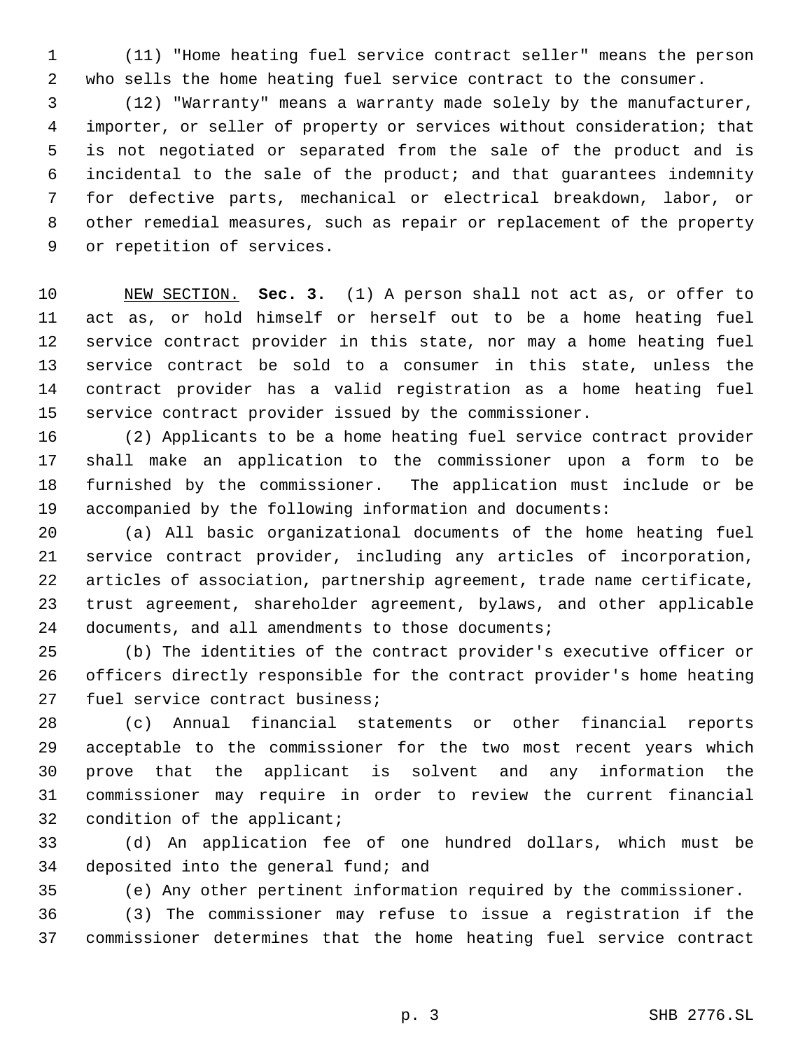(11) "Home heating fuel service contract seller" means the person who sells the home heating fuel service contract to the consumer.

(12) "Warranty" means a warranty made solely by the manufacturer, importer, or seller of property or services without consideration; that is not negotiated or separated from the sale of the product and is incidental to the sale of the product; and that guarantees indemnity for defective parts, mechanical or electrical breakdown, labor, or other remedial measures, such as repair or replacement of the property or repetition of services.

NEW SECTION. **Sec. 3.** (1) A person shall not act as, or offer to act as, or hold himself or herself out to be a home heating fuel service contract provider in this state, nor may a home heating fuel service contract be sold to a consumer in this state, unless the contract provider has a valid registration as a home heating fuel service contract provider issued by the commissioner.

(2) Applicants to be a home heating fuel service contract provider shall make an application to the commissioner upon a form to be furnished by the commissioner. The application must include or be accompanied by the following information and documents:

(a) All basic organizational documents of the home heating fuel service contract provider, including any articles of incorporation, articles of association, partnership agreement, trade name certificate, trust agreement, shareholder agreement, bylaws, and other applicable documents, and all amendments to those documents;

(b) The identities of the contract provider's executive officer or officers directly responsible for the contract provider's home heating fuel service contract business;

(c) Annual financial statements or other financial reports acceptable to the commissioner for the two most recent years which prove that the applicant is solvent and any information the commissioner may require in order to review the current financial condition of the applicant;

(d) An application fee of one hundred dollars, which must be deposited into the general fund; and

(e) Any other pertinent information required by the commissioner.

(3) The commissioner may refuse to issue a registration if the commissioner determines that the home heating fuel service contract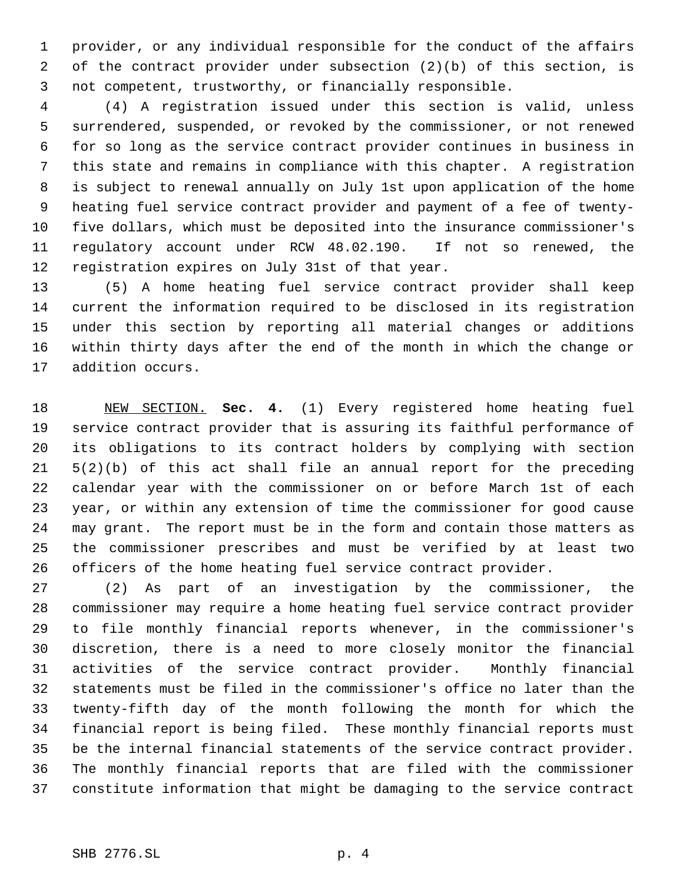provider, or any individual responsible for the conduct of the affairs of the contract provider under subsection (2)(b) of this section, is not competent, trustworthy, or financially responsible.

(4) A registration issued under this section is valid, unless surrendered, suspended, or revoked by the commissioner, or not renewed for so long as the service contract provider continues in business in this state and remains in compliance with this chapter. A registration is subject to renewal annually on July 1st upon application of the home heating fuel service contract provider and payment of a fee of twenty-five dollars, which must be deposited into the insurance commissioner's regulatory account under RCW 48.02.190. If not so renewed, the registration expires on July 31st of that year.

(5) A home heating fuel service contract provider shall keep current the information required to be disclosed in its registration under this section by reporting all material changes or additions within thirty days after the end of the month in which the change or addition occurs.

NEW SECTION. **Sec. 4.** (1) Every registered home heating fuel service contract provider that is assuring its faithful performance of its obligations to its contract holders by complying with section 5(2)(b) of this act shall file an annual report for the preceding calendar year with the commissioner on or before March 1st of each year, or within any extension of time the commissioner for good cause may grant. The report must be in the form and contain those matters as the commissioner prescribes and must be verified by at least two officers of the home heating fuel service contract provider.

(2) As part of an investigation by the commissioner, the commissioner may require a home heating fuel service contract provider to file monthly financial reports whenever, in the commissioner's discretion, there is a need to more closely monitor the financial activities of the service contract provider. Monthly financial statements must be filed in the commissioner's office no later than the twenty-fifth day of the month following the month for which the financial report is being filed. These monthly financial reports must be the internal financial statements of the service contract provider. The monthly financial reports that are filed with the commissioner constitute information that might be damaging to the service contract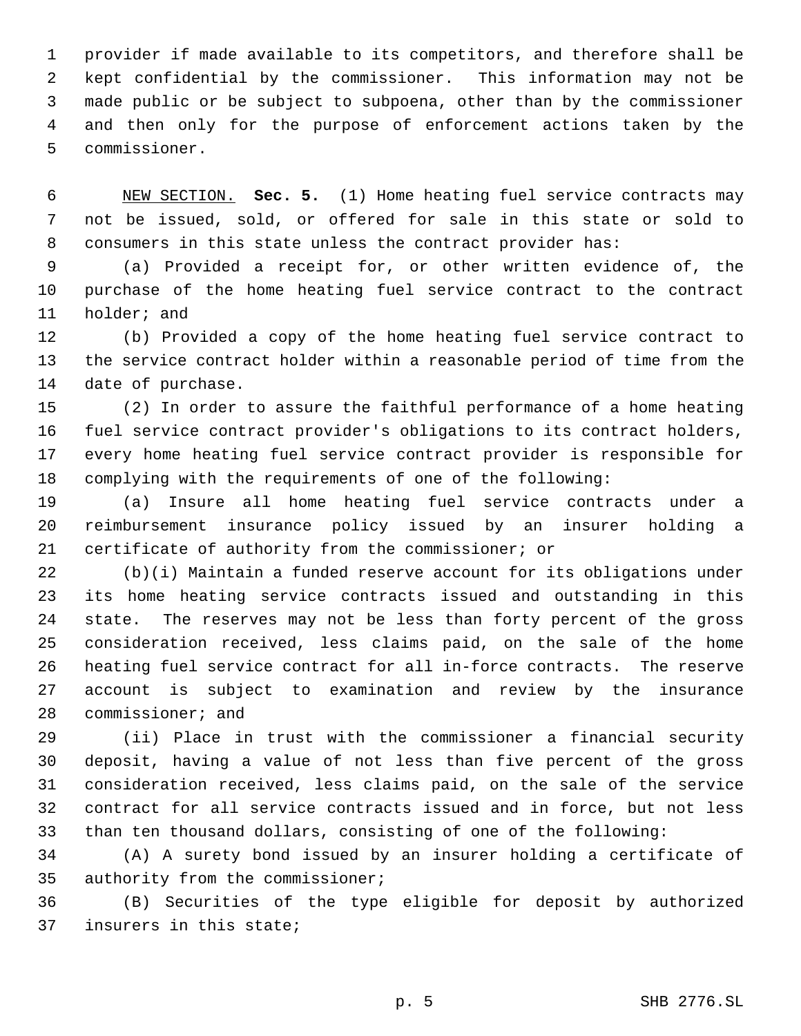provider if made available to its competitors, and therefore shall be kept confidential by the commissioner. This information may not be made public or be subject to subpoena, other than by the commissioner and then only for the purpose of enforcement actions taken by the commissioner.

NEW SECTION. **Sec. 5.** (1) Home heating fuel service contracts may not be issued, sold, or offered for sale in this state or sold to consumers in this state unless the contract provider has:

(a) Provided a receipt for, or other written evidence of, the purchase of the home heating fuel service contract to the contract holder; and

(b) Provided a copy of the home heating fuel service contract to the service contract holder within a reasonable period of time from the date of purchase.

(2) In order to assure the faithful performance of a home heating fuel service contract provider's obligations to its contract holders, every home heating fuel service contract provider is responsible for complying with the requirements of one of the following:

(a) Insure all home heating fuel service contracts under a reimbursement insurance policy issued by an insurer holding a certificate of authority from the commissioner; or

(b)(i) Maintain a funded reserve account for its obligations under its home heating service contracts issued and outstanding in this state. The reserves may not be less than forty percent of the gross consideration received, less claims paid, on the sale of the home heating fuel service contract for all in-force contracts. The reserve account is subject to examination and review by the insurance commissioner; and

(ii) Place in trust with the commissioner a financial security deposit, having a value of not less than five percent of the gross consideration received, less claims paid, on the sale of the service contract for all service contracts issued and in force, but not less than ten thousand dollars, consisting of one of the following:

(A) A surety bond issued by an insurer holding a certificate of authority from the commissioner;

(B) Securities of the type eligible for deposit by authorized insurers in this state;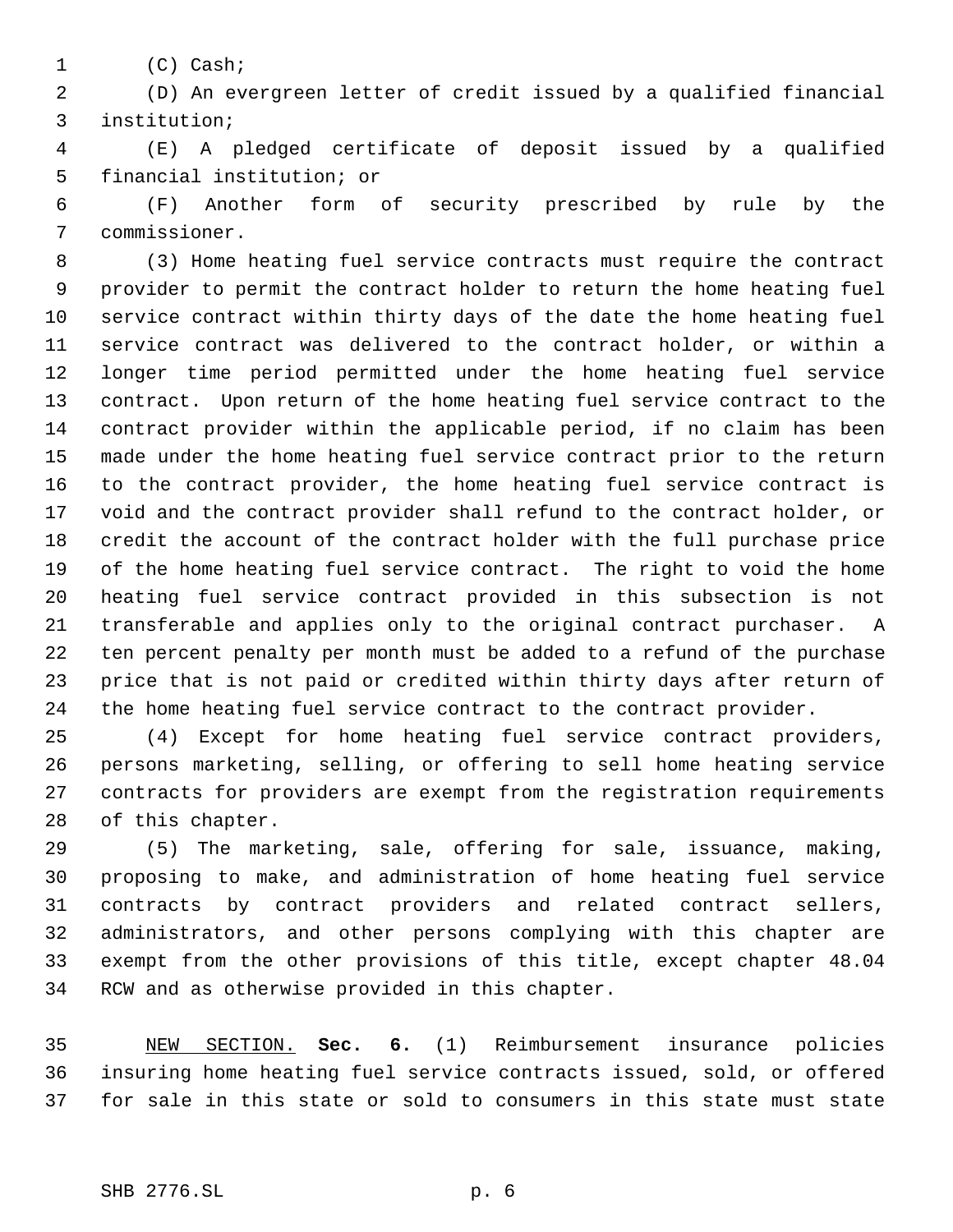(C) Cash;

(D) An evergreen letter of credit issued by a qualified financial institution;

(E) A pledged certificate of deposit issued by a qualified financial institution; or

(F) Another form of security prescribed by rule by the commissioner.

(3) Home heating fuel service contracts must require the contract provider to permit the contract holder to return the home heating fuel service contract within thirty days of the date the home heating fuel service contract was delivered to the contract holder, or within a longer time period permitted under the home heating fuel service contract. Upon return of the home heating fuel service contract to the contract provider within the applicable period, if no claim has been made under the home heating fuel service contract prior to the return to the contract provider, the home heating fuel service contract is void and the contract provider shall refund to the contract holder, or credit the account of the contract holder with the full purchase price of the home heating fuel service contract. The right to void the home heating fuel service contract provided in this subsection is not transferable and applies only to the original contract purchaser. A ten percent penalty per month must be added to a refund of the purchase price that is not paid or credited within thirty days after return of the home heating fuel service contract to the contract provider.

(4) Except for home heating fuel service contract providers, persons marketing, selling, or offering to sell home heating service contracts for providers are exempt from the registration requirements of this chapter.

(5) The marketing, sale, offering for sale, issuance, making, proposing to make, and administration of home heating fuel service contracts by contract providers and related contract sellers, administrators, and other persons complying with this chapter are exempt from the other provisions of this title, except chapter 48.04 RCW and as otherwise provided in this chapter.

NEW SECTION. **Sec. 6.** (1) Reimbursement insurance policies insuring home heating fuel service contracts issued, sold, or offered for sale in this state or sold to consumers in this state must state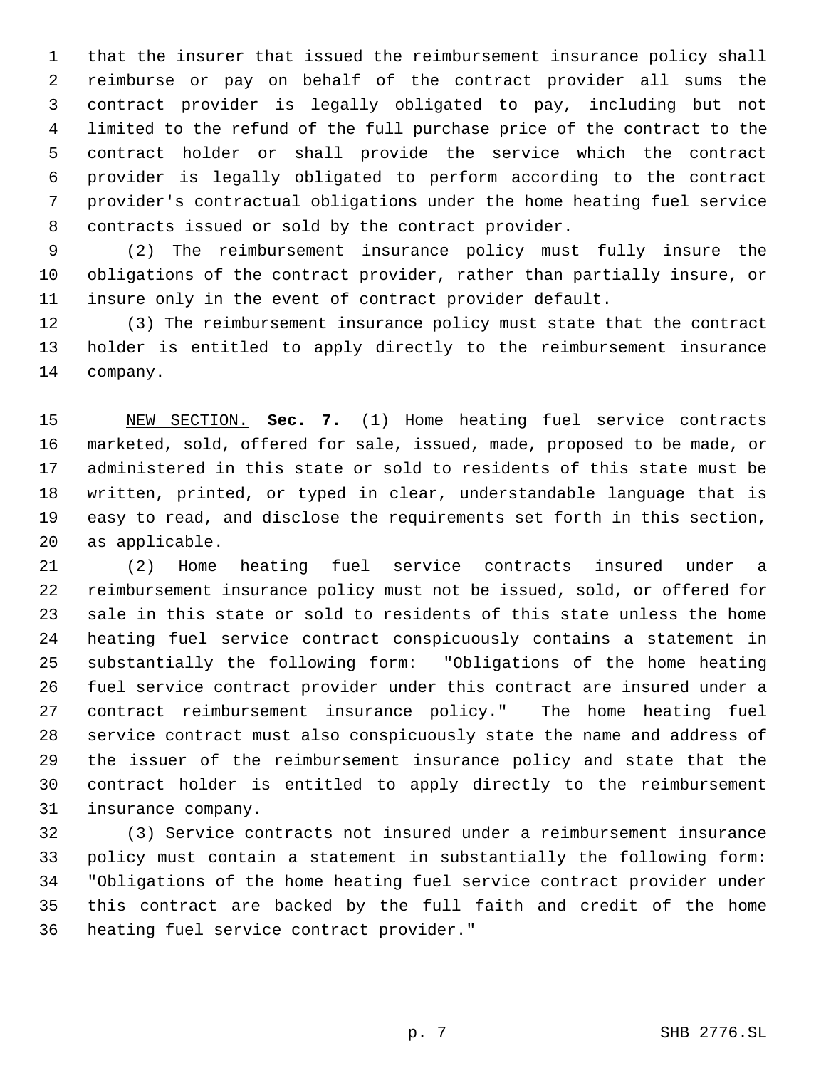that the insurer that issued the reimbursement insurance policy shall reimburse or pay on behalf of the contract provider all sums the contract provider is legally obligated to pay, including but not limited to the refund of the full purchase price of the contract to the contract holder or shall provide the service which the contract provider is legally obligated to perform according to the contract provider's contractual obligations under the home heating fuel service contracts issued or sold by the contract provider.

(2) The reimbursement insurance policy must fully insure the obligations of the contract provider, rather than partially insure, or insure only in the event of contract provider default.

(3) The reimbursement insurance policy must state that the contract holder is entitled to apply directly to the reimbursement insurance company.

NEW SECTION. **Sec. 7.** (1) Home heating fuel service contracts marketed, sold, offered for sale, issued, made, proposed to be made, or administered in this state or sold to residents of this state must be written, printed, or typed in clear, understandable language that is easy to read, and disclose the requirements set forth in this section, as applicable.

(2) Home heating fuel service contracts insured under a reimbursement insurance policy must not be issued, sold, or offered for sale in this state or sold to residents of this state unless the home heating fuel service contract conspicuously contains a statement in substantially the following form: "Obligations of the home heating fuel service contract provider under this contract are insured under a contract reimbursement insurance policy." The home heating fuel service contract must also conspicuously state the name and address of the issuer of the reimbursement insurance policy and state that the contract holder is entitled to apply directly to the reimbursement insurance company.

(3) Service contracts not insured under a reimbursement insurance policy must contain a statement in substantially the following form: "Obligations of the home heating fuel service contract provider under this contract are backed by the full faith and credit of the home heating fuel service contract provider."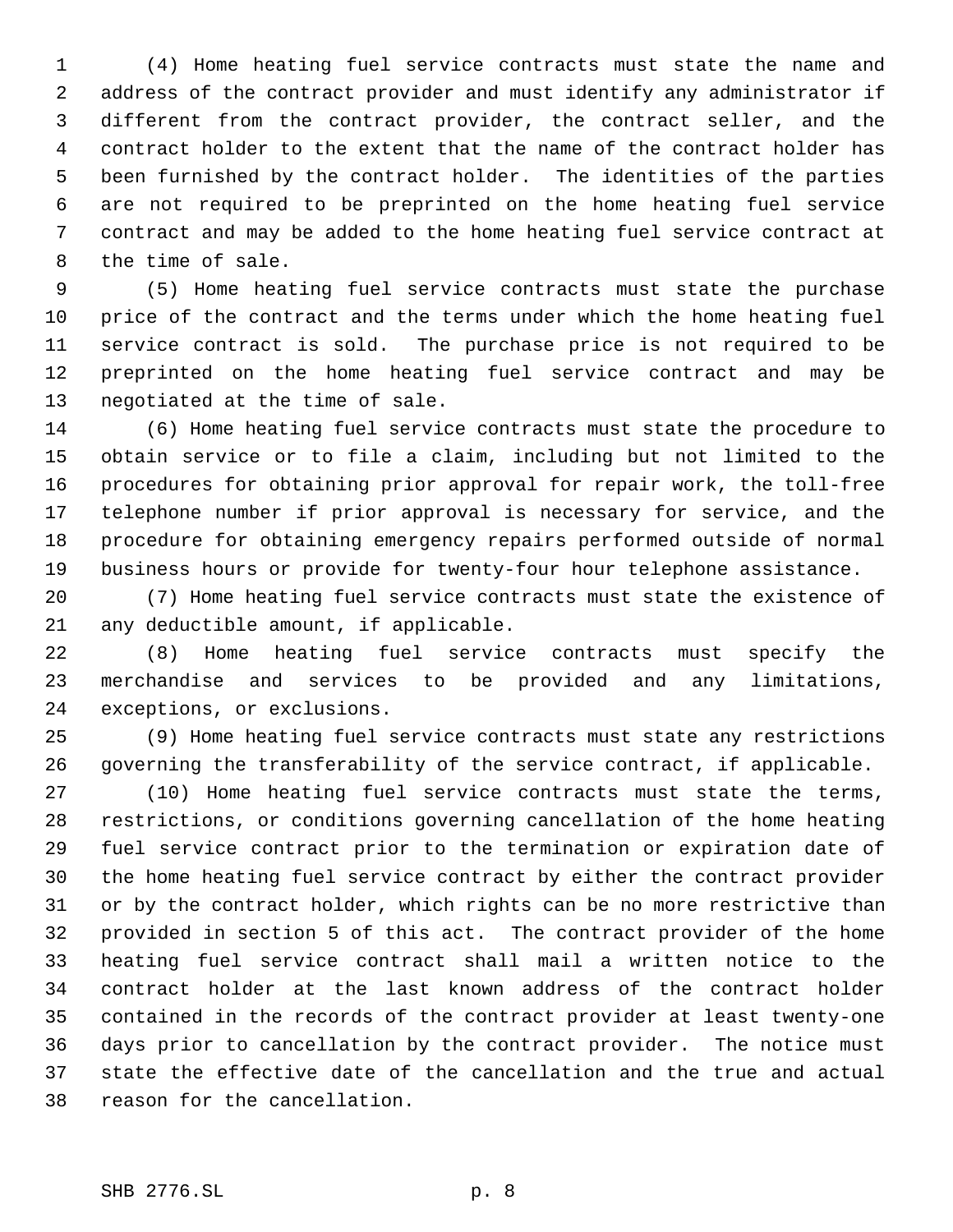(4) Home heating fuel service contracts must state the name and address of the contract provider and must identify any administrator if different from the contract provider, the contract seller, and the contract holder to the extent that the name of the contract holder has been furnished by the contract holder. The identities of the parties are not required to be preprinted on the home heating fuel service contract and may be added to the home heating fuel service contract at the time of sale.

(5) Home heating fuel service contracts must state the purchase price of the contract and the terms under which the home heating fuel service contract is sold. The purchase price is not required to be preprinted on the home heating fuel service contract and may be negotiated at the time of sale.

(6) Home heating fuel service contracts must state the procedure to obtain service or to file a claim, including but not limited to the procedures for obtaining prior approval for repair work, the toll-free telephone number if prior approval is necessary for service, and the procedure for obtaining emergency repairs performed outside of normal business hours or provide for twenty-four hour telephone assistance.

(7) Home heating fuel service contracts must state the existence of any deductible amount, if applicable.

(8) Home heating fuel service contracts must specify the merchandise and services to be provided and any limitations, exceptions, or exclusions.

(9) Home heating fuel service contracts must state any restrictions governing the transferability of the service contract, if applicable.

(10) Home heating fuel service contracts must state the terms, restrictions, or conditions governing cancellation of the home heating fuel service contract prior to the termination or expiration date of the home heating fuel service contract by either the contract provider or by the contract holder, which rights can be no more restrictive than provided in section 5 of this act. The contract provider of the home heating fuel service contract shall mail a written notice to the contract holder at the last known address of the contract holder contained in the records of the contract provider at least twenty-one days prior to cancellation by the contract provider. The notice must state the effective date of the cancellation and the true and actual reason for the cancellation.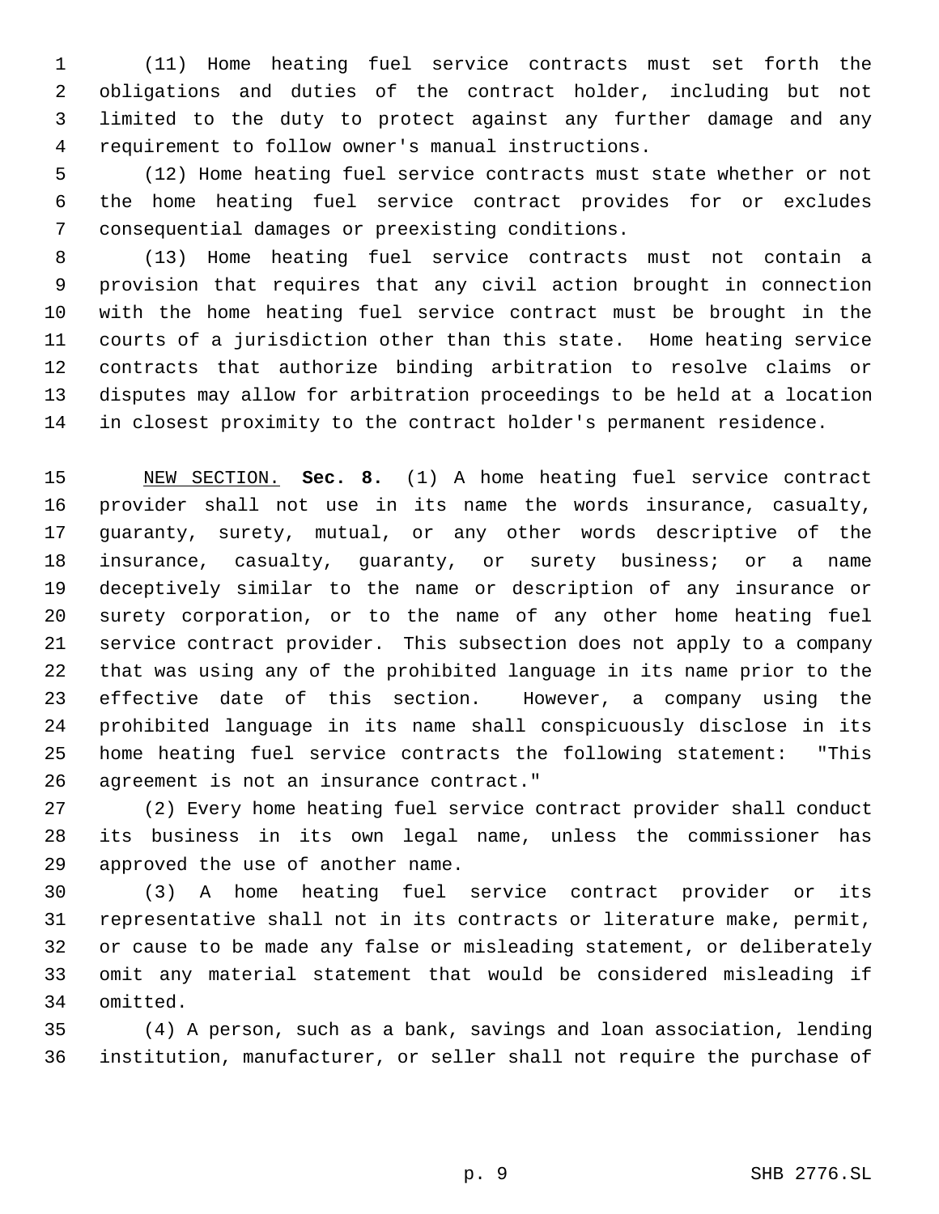(11) Home heating fuel service contracts must set forth the obligations and duties of the contract holder, including but not limited to the duty to protect against any further damage and any requirement to follow owner's manual instructions.

(12) Home heating fuel service contracts must state whether or not the home heating fuel service contract provides for or excludes consequential damages or preexisting conditions.

(13) Home heating fuel service contracts must not contain a provision that requires that any civil action brought in connection with the home heating fuel service contract must be brought in the courts of a jurisdiction other than this state. Home heating service contracts that authorize binding arbitration to resolve claims or disputes may allow for arbitration proceedings to be held at a location in closest proximity to the contract holder's permanent residence.

NEW SECTION. **Sec. 8.** (1) A home heating fuel service contract provider shall not use in its name the words insurance, casualty, guaranty, surety, mutual, or any other words descriptive of the insurance, casualty, guaranty, or surety business; or a name deceptively similar to the name or description of any insurance or surety corporation, or to the name of any other home heating fuel service contract provider. This subsection does not apply to a company that was using any of the prohibited language in its name prior to the effective date of this section. However, a company using the prohibited language in its name shall conspicuously disclose in its home heating fuel service contracts the following statement: "This agreement is not an insurance contract."

(2) Every home heating fuel service contract provider shall conduct its business in its own legal name, unless the commissioner has approved the use of another name.

(3) A home heating fuel service contract provider or its representative shall not in its contracts or literature make, permit, or cause to be made any false or misleading statement, or deliberately omit any material statement that would be considered misleading if omitted.

(4) A person, such as a bank, savings and loan association, lending institution, manufacturer, or seller shall not require the purchase of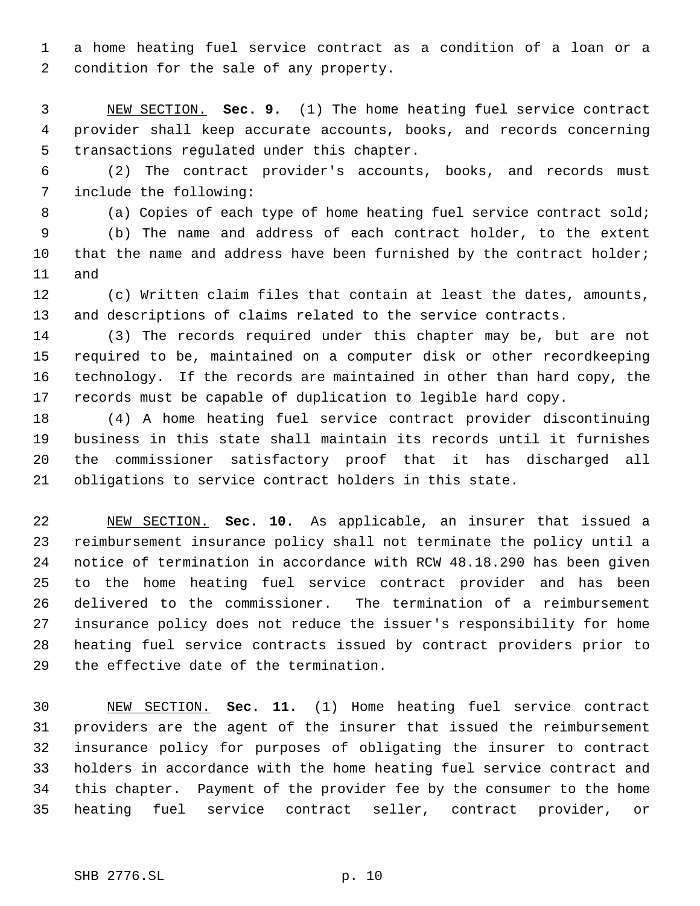a home heating fuel service contract as a condition of a loan or a condition for the sale of any property.

NEW SECTION. **Sec. 9.** (1) The home heating fuel service contract provider shall keep accurate accounts, books, and records concerning transactions regulated under this chapter.

(2) The contract provider's accounts, books, and records must include the following:

(a) Copies of each type of home heating fuel service contract sold;

(b) The name and address of each contract holder, to the extent that the name and address have been furnished by the contract holder; and

(c) Written claim files that contain at least the dates, amounts, and descriptions of claims related to the service contracts.

(3) The records required under this chapter may be, but are not required to be, maintained on a computer disk or other recordkeeping technology. If the records are maintained in other than hard copy, the records must be capable of duplication to legible hard copy.

(4) A home heating fuel service contract provider discontinuing business in this state shall maintain its records until it furnishes the commissioner satisfactory proof that it has discharged all obligations to service contract holders in this state.

NEW SECTION. **Sec. 10.** As applicable, an insurer that issued a reimbursement insurance policy shall not terminate the policy until a notice of termination in accordance with RCW 48.18.290 has been given to the home heating fuel service contract provider and has been delivered to the commissioner. The termination of a reimbursement insurance policy does not reduce the issuer's responsibility for home heating fuel service contracts issued by contract providers prior to the effective date of the termination.

NEW SECTION. **Sec. 11.** (1) Home heating fuel service contract providers are the agent of the insurer that issued the reimbursement insurance policy for purposes of obligating the insurer to contract holders in accordance with the home heating fuel service contract and this chapter. Payment of the provider fee by the consumer to the home heating fuel service contract seller, contract provider, or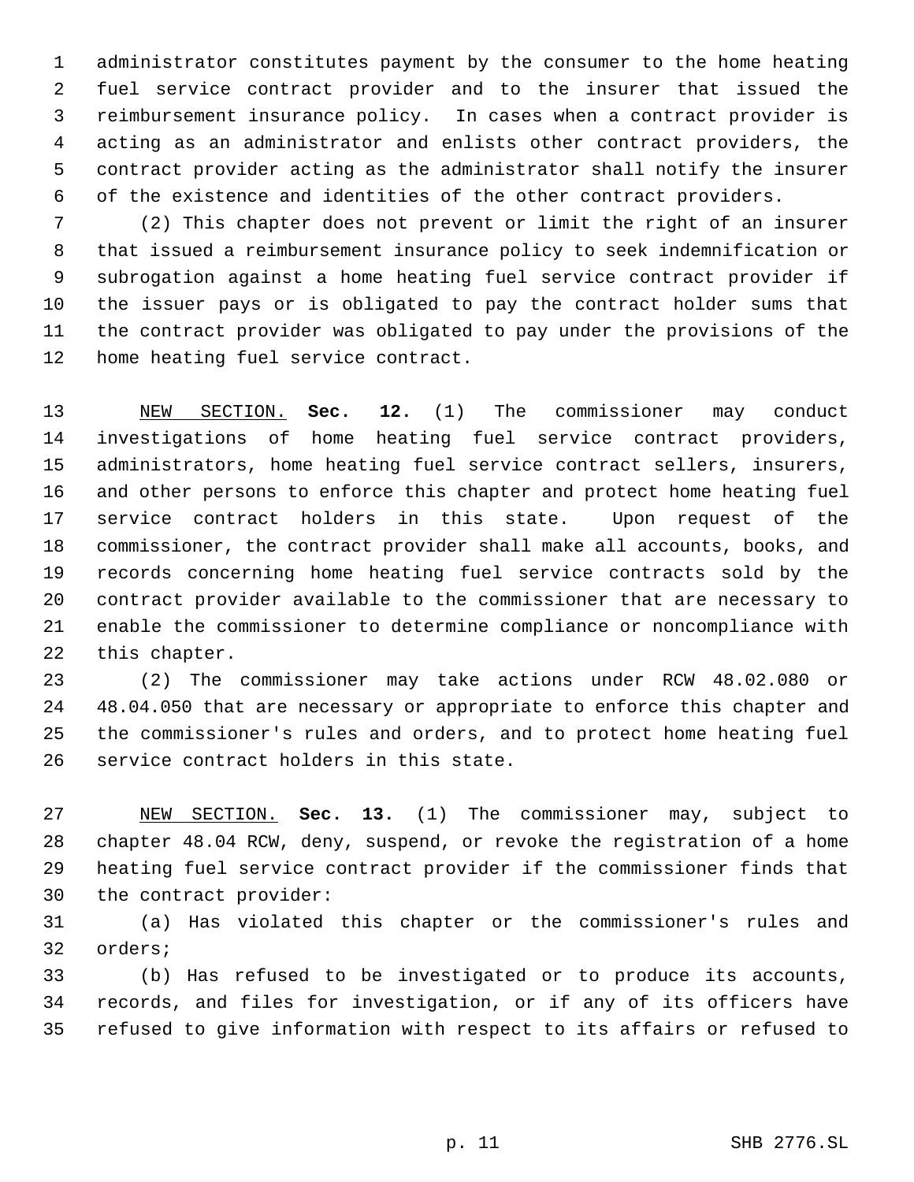administrator constitutes payment by the consumer to the home heating fuel service contract provider and to the insurer that issued the reimbursement insurance policy. In cases when a contract provider is acting as an administrator and enlists other contract providers, the contract provider acting as the administrator shall notify the insurer of the existence and identities of the other contract providers.

(2) This chapter does not prevent or limit the right of an insurer that issued a reimbursement insurance policy to seek indemnification or subrogation against a home heating fuel service contract provider if the issuer pays or is obligated to pay the contract holder sums that the contract provider was obligated to pay under the provisions of the home heating fuel service contract.

NEW SECTION. **Sec. 12.** (1) The commissioner may conduct investigations of home heating fuel service contract providers, administrators, home heating fuel service contract sellers, insurers, and other persons to enforce this chapter and protect home heating fuel service contract holders in this state. Upon request of the commissioner, the contract provider shall make all accounts, books, and records concerning home heating fuel service contracts sold by the contract provider available to the commissioner that are necessary to enable the commissioner to determine compliance or noncompliance with this chapter.

(2) The commissioner may take actions under RCW 48.02.080 or 48.04.050 that are necessary or appropriate to enforce this chapter and the commissioner's rules and orders, and to protect home heating fuel service contract holders in this state.

NEW SECTION. **Sec. 13.** (1) The commissioner may, subject to chapter 48.04 RCW, deny, suspend, or revoke the registration of a home heating fuel service contract provider if the commissioner finds that the contract provider:

(a) Has violated this chapter or the commissioner's rules and orders;

(b) Has refused to be investigated or to produce its accounts, records, and files for investigation, or if any of its officers have refused to give information with respect to its affairs or refused to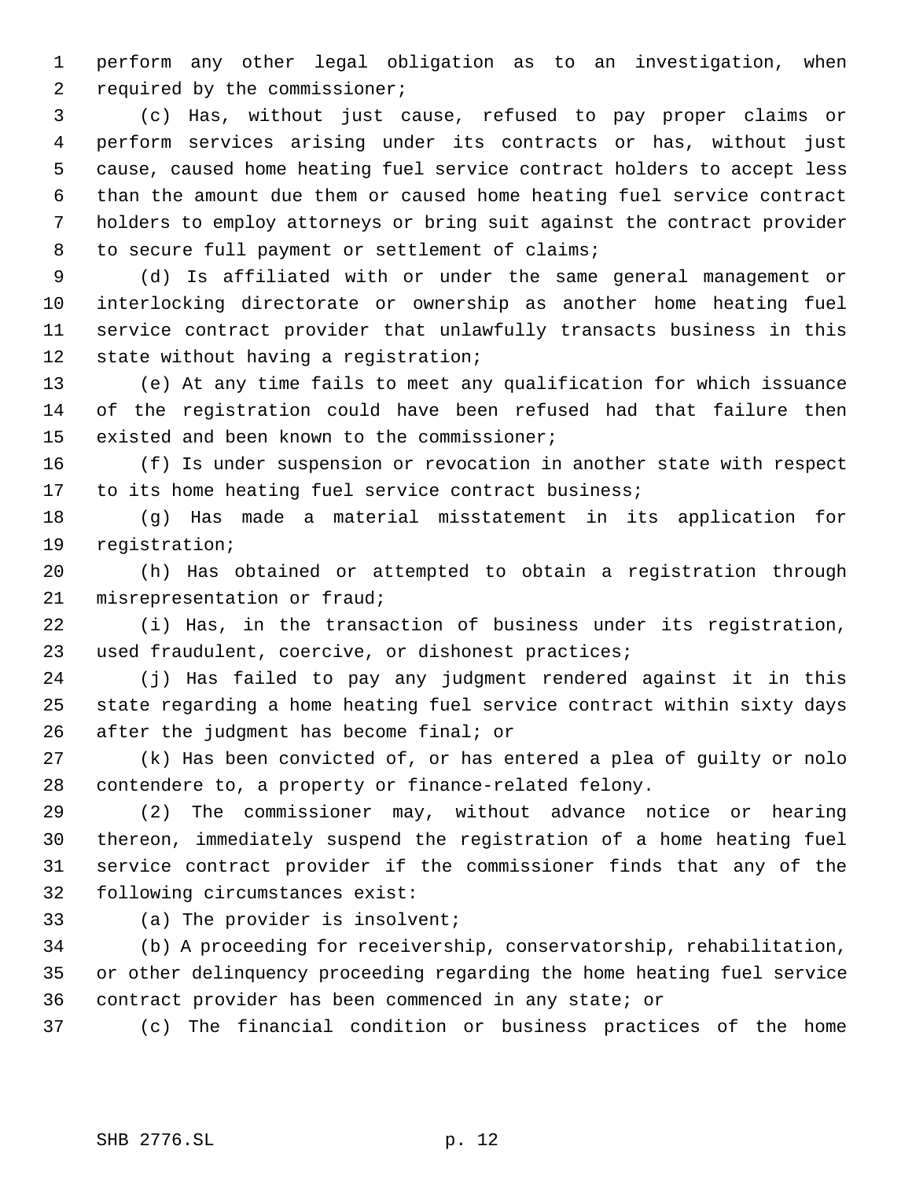perform any other legal obligation as to an investigation, when required by the commissioner;

(c) Has, without just cause, refused to pay proper claims or perform services arising under its contracts or has, without just cause, caused home heating fuel service contract holders to accept less than the amount due them or caused home heating fuel service contract holders to employ attorneys or bring suit against the contract provider to secure full payment or settlement of claims;

(d) Is affiliated with or under the same general management or interlocking directorate or ownership as another home heating fuel service contract provider that unlawfully transacts business in this state without having a registration;

(e) At any time fails to meet any qualification for which issuance of the registration could have been refused had that failure then existed and been known to the commissioner;

(f) Is under suspension or revocation in another state with respect to its home heating fuel service contract business;

(g) Has made a material misstatement in its application for registration;

(h) Has obtained or attempted to obtain a registration through misrepresentation or fraud;

(i) Has, in the transaction of business under its registration, used fraudulent, coercive, or dishonest practices;

(j) Has failed to pay any judgment rendered against it in this state regarding a home heating fuel service contract within sixty days after the judgment has become final; or

(k) Has been convicted of, or has entered a plea of guilty or nolo contendere to, a property or finance-related felony.

(2) The commissioner may, without advance notice or hearing thereon, immediately suspend the registration of a home heating fuel service contract provider if the commissioner finds that any of the following circumstances exist:

(a) The provider is insolvent;

(b) A proceeding for receivership, conservatorship, rehabilitation, or other delinquency proceeding regarding the home heating fuel service contract provider has been commenced in any state; or

(c) The financial condition or business practices of the home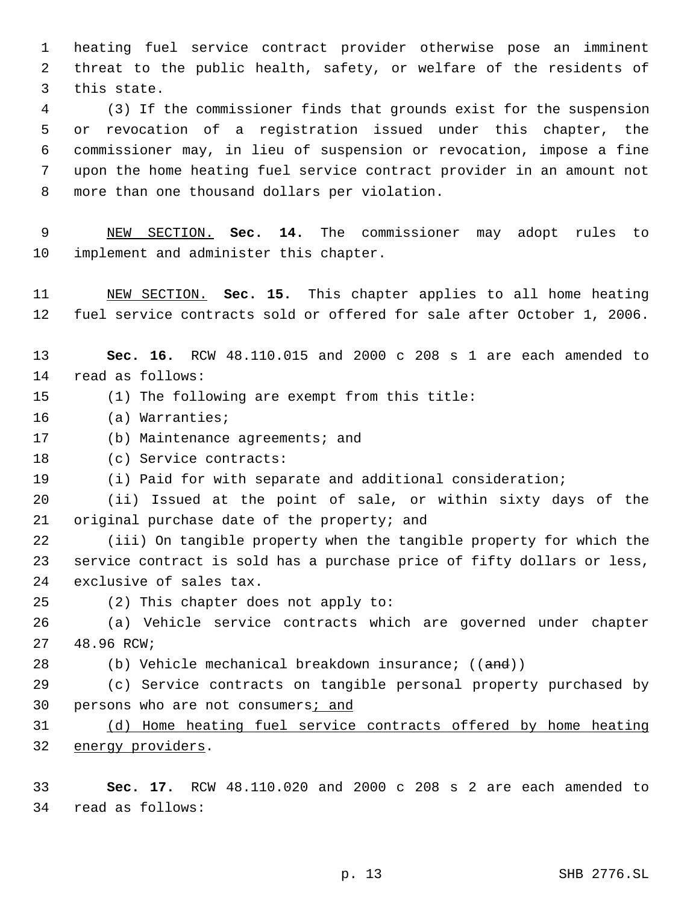heating fuel service contract provider otherwise pose an imminent threat to the public health, safety, or welfare of the residents of this state.

(3) If the commissioner finds that grounds exist for the suspension or revocation of a registration issued under this chapter, the commissioner may, in lieu of suspension or revocation, impose a fine upon the home heating fuel service contract provider in an amount not more than one thousand dollars per violation.

NEW SECTION. **Sec. 14.** The commissioner may adopt rules to implement and administer this chapter.

NEW SECTION. **Sec. 15.** This chapter applies to all home heating fuel service contracts sold or offered for sale after October 1, 2006.

**Sec. 16.** RCW 48.110.015 and 2000 c 208 s 1 are each amended to read as follows:

(1) The following are exempt from this title:

(a) Warranties;

(b) Maintenance agreements; and

(c) Service contracts:

(i) Paid for with separate and additional consideration;

(ii) Issued at the point of sale, or within sixty days of the original purchase date of the property; and

(iii) On tangible property when the tangible property for which the service contract is sold has a purchase price of fifty dollars or less, exclusive of sales tax.

(2) This chapter does not apply to:

(a) Vehicle service contracts which are governed under chapter 48.96 RCW;

(b) Vehicle mechanical breakdown insurance; ((~~and~~))

(c) Service contracts on tangible personal property purchased by persons who are not consumers; and

(d) Home heating fuel service contracts offered by home heating energy providers.

**Sec. 17.** RCW 48.110.020 and 2000 c 208 s 2 are each amended to read as follows: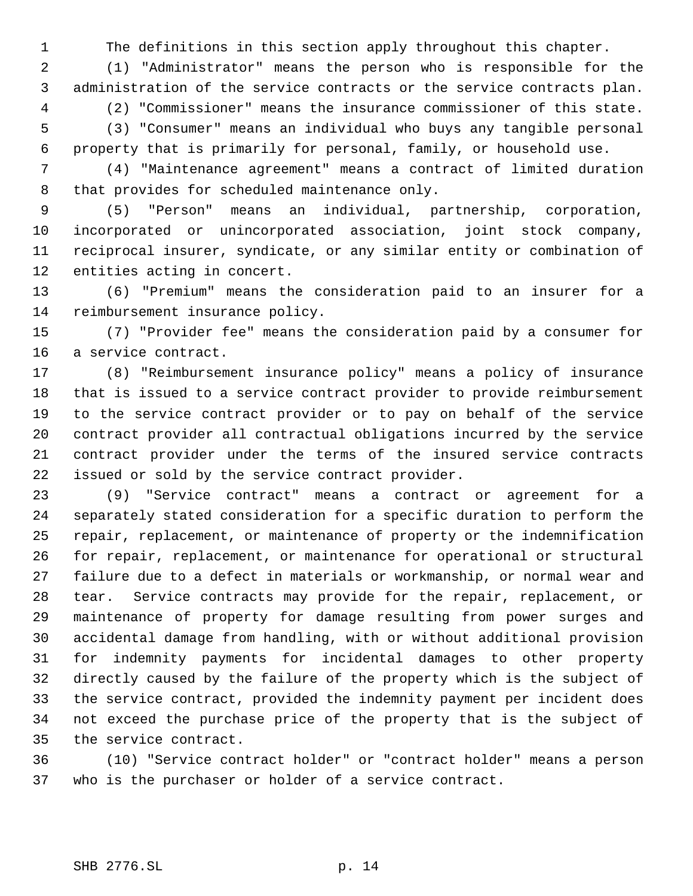The definitions in this section apply throughout this chapter.

(1) "Administrator" means the person who is responsible for the administration of the service contracts or the service contracts plan.

(2) "Commissioner" means the insurance commissioner of this state.

(3) "Consumer" means an individual who buys any tangible personal property that is primarily for personal, family, or household use.

(4) "Maintenance agreement" means a contract of limited duration that provides for scheduled maintenance only.

(5) "Person" means an individual, partnership, corporation, incorporated or unincorporated association, joint stock company, reciprocal insurer, syndicate, or any similar entity or combination of entities acting in concert.

(6) "Premium" means the consideration paid to an insurer for a reimbursement insurance policy.

(7) "Provider fee" means the consideration paid by a consumer for a service contract.

(8) "Reimbursement insurance policy" means a policy of insurance that is issued to a service contract provider to provide reimbursement to the service contract provider or to pay on behalf of the service contract provider all contractual obligations incurred by the service contract provider under the terms of the insured service contracts issued or sold by the service contract provider.

(9) "Service contract" means a contract or agreement for a separately stated consideration for a specific duration to perform the repair, replacement, or maintenance of property or the indemnification for repair, replacement, or maintenance for operational or structural failure due to a defect in materials or workmanship, or normal wear and tear. Service contracts may provide for the repair, replacement, or maintenance of property for damage resulting from power surges and accidental damage from handling, with or without additional provision for indemnity payments for incidental damages to other property directly caused by the failure of the property which is the subject of the service contract, provided the indemnity payment per incident does not exceed the purchase price of the property that is the subject of the service contract.

(10) "Service contract holder" or "contract holder" means a person who is the purchaser or holder of a service contract.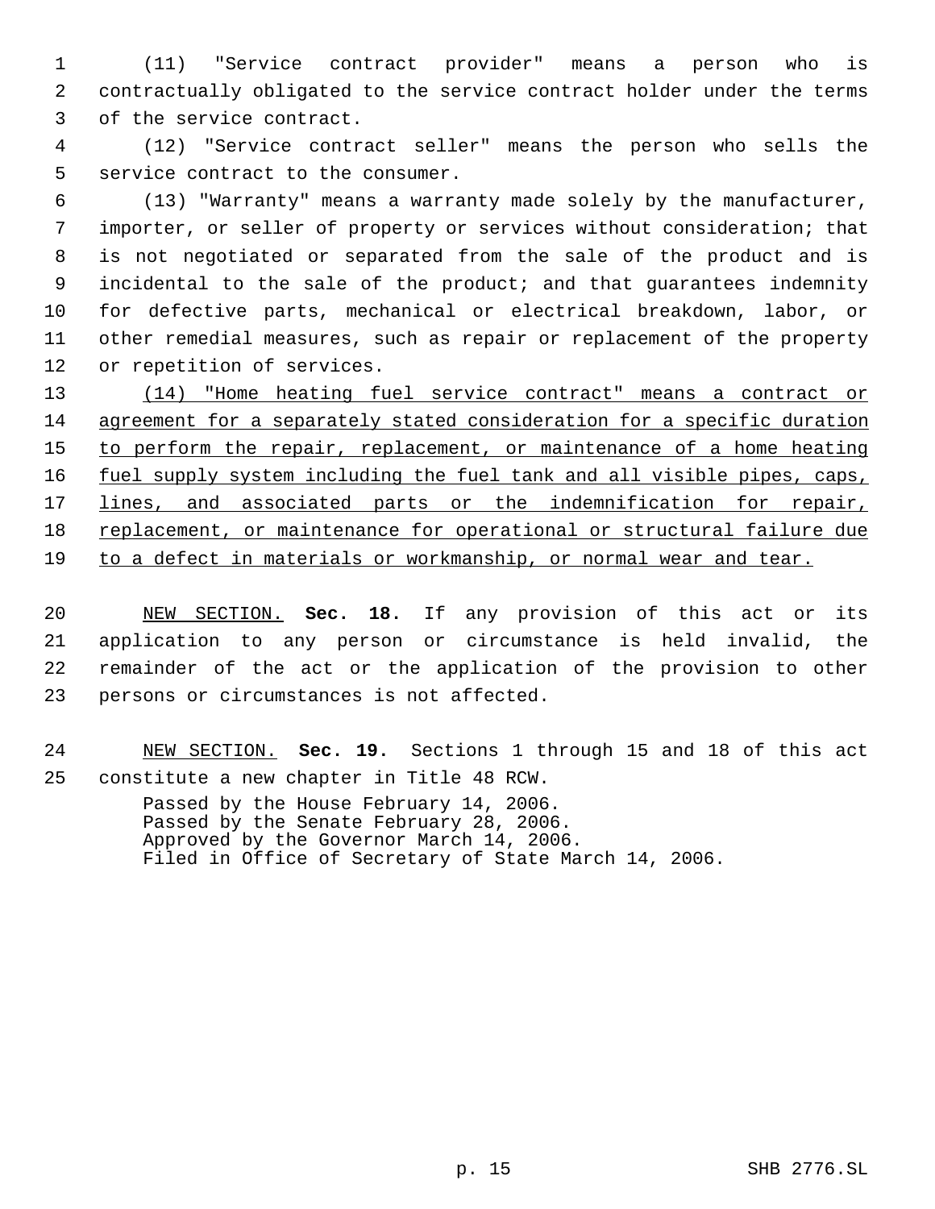(11) "Service contract provider" means a person who is contractually obligated to the service contract holder under the terms of the service contract.

(12) "Service contract seller" means the person who sells the service contract to the consumer.

(13) "Warranty" means a warranty made solely by the manufacturer, importer, or seller of property or services without consideration; that is not negotiated or separated from the sale of the product and is incidental to the sale of the product; and that guarantees indemnity for defective parts, mechanical or electrical breakdown, labor, or other remedial measures, such as repair or replacement of the property or repetition of services.

<u>(14) "Home heating fuel service contract" means a contract or agreement for a separately stated consideration for a specific duration to perform the repair, replacement, or maintenance of a home heating fuel supply system including the fuel tank and all visible pipes, caps, lines, and associated parts or the indemnification for repair, replacement, or maintenance for operational or structural failure due to a defect in materials or workmanship, or normal wear and tear.</u>

<u>NEW SECTION.</u> **Sec. 18.** If any provision of this act or its application to any person or circumstance is held invalid, the remainder of the act or the application of the provision to other persons or circumstances is not affected.

<u>NEW SECTION.</u> **Sec. 19.** Sections 1 through 15 and 18 of this act constitute a new chapter in Title 48 RCW.

Passed by the House February 14, 2006.
Passed by the Senate February 28, 2006.
Approved by the Governor March 14, 2006.
Filed in Office of Secretary of State March 14, 2006.